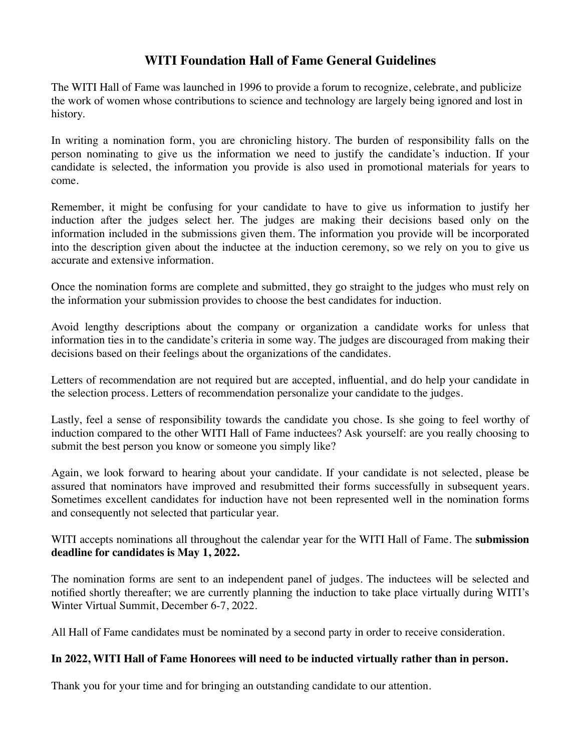# WITI Foundation Hall of Fame General Guidelines

The WITI Hall of Fame was launched in 1996 to provide a forum to recognize, celebrate, and publicize the work of women whose contributions to science and technology are largely being ignored and lost in history.

In writing a nomination form, you are chronicling history. The burden of responsibility falls on the person nominating to give us the information we need to justify the candidate's induction. If your candidate is selected, the information you provide is also used in promotional materials for years to come.

Remember, it might be confusing for your candidate to have to give us information to justify her induction after the judges select her. The judges are making their decisions based only on the information included in the submissions given them. The information you provide will be incorporated into the description given about the inductee at the induction ceremony, so we rely on you to give us accurate and extensive information.

Once the nomination forms are complete and submitted, they go straight to the judges who must rely on the information your submission provides to choose the best candidates for induction.

Avoid lengthy descriptions about the company or organization a candidate works for unless that information ties in to the candidate's criteria in some way. The judges are discouraged from making their decisions based on their feelings about the organizations of the candidates.

Letters of recommendation are not required but are accepted, influential, and do help your candidate in the selection process. Letters of recommendation personalize your candidate to the judges.

Lastly, feel a sense of responsibility towards the candidate you chose. Is she going to feel worthy of induction compared to the other WITI Hall of Fame inductees? Ask yourself: are you really choosing to submit the best person you know or someone you simply like?

Again, we look forward to hearing about your candidate. If your candidate is not selected, please be assured that nominators have improved and resubmitted their forms successfully in subsequent years. Sometimes excellent candidates for induction have not been represented well in the nomination forms and consequently not selected that particular year.

WITI accepts nominations all throughout the calendar year for the WITI Hall of Fame. The **submission deadline for candidates is May 1, 2022.**

The nomination forms are sent to an independent panel of judges. The inductees will be selected and notified shortly thereafter; we are currently planning the induction to take place virtually during WITI's Winter Virtual Summit, December 6-7, 2022.

All Hall of Fame candidates must be nominated by a second party in order to receive consideration.

**In 2022, WITI Hall of Fame Honorees will need to be inducted virtually rather than in person.**

Thank you for your time and for bringing an outstanding candidate to our attention.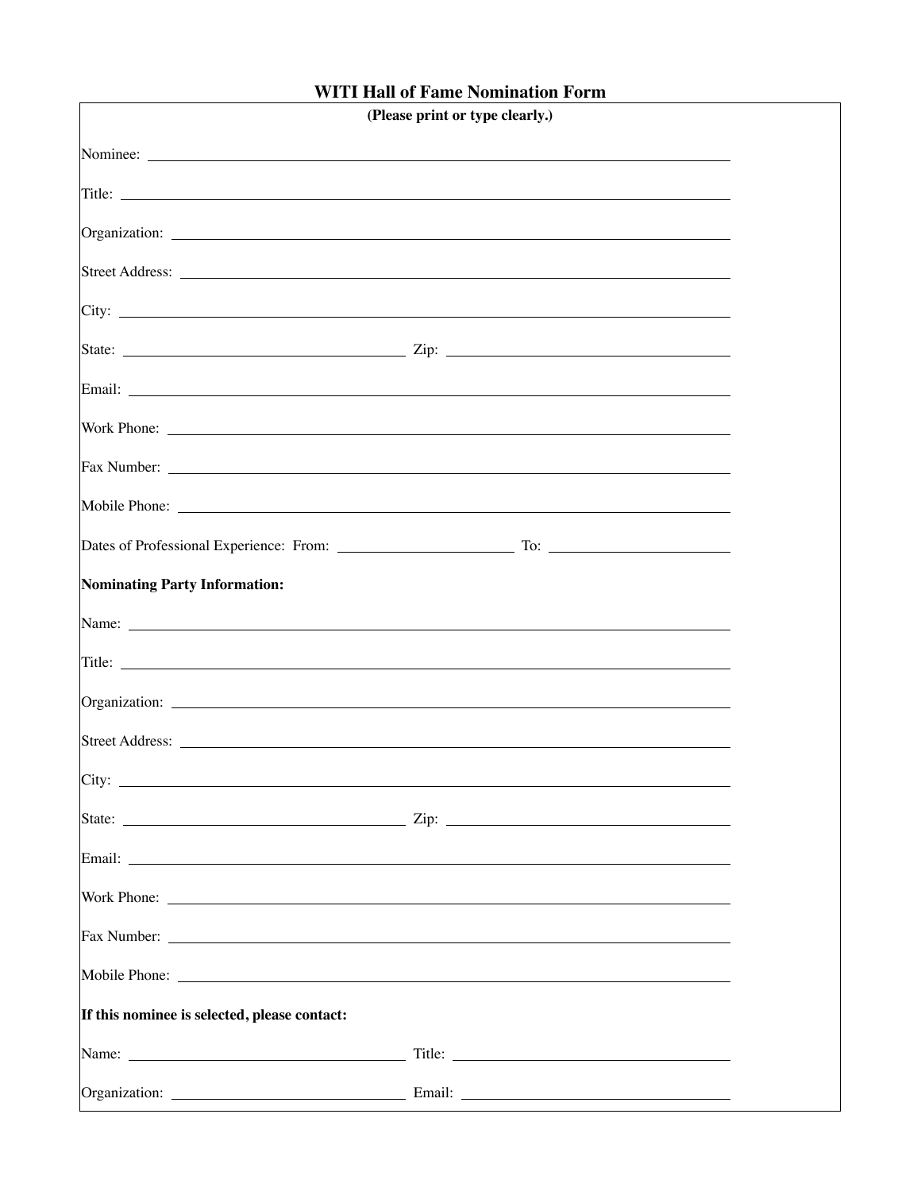# WITI Hall of Fame Nomination Form

**(Please print or type clearly.)**

Nominee: ____________________________________________

Title: ____________________________________________

Organization: ____________________________________________

Street Address: ____________________________________________

City: ____________________________________________

State: ____________________ Zip: ____________________

Email: ____________________________________________

Work Phone: ____________________________________________

Fax Number: ____________________________________________

Mobile Phone: ____________________________________________

Dates of Professional Experience: From: ______________ To: ______________

**Nominating Party Information:**

Name: ____________________________________________

Title: ____________________________________________

Organization: ____________________________________________

Street Address: ____________________________________________

City: ____________________________________________

State: ____________________ Zip: ____________________

Email: ____________________________________________

Work Phone: ____________________________________________

Fax Number: ____________________________________________

Mobile Phone: ____________________________________________

**If this nominee is selected, please contact:**

Name: ____________________ Title: ____________________

Organization: ____________________ Email: ____________________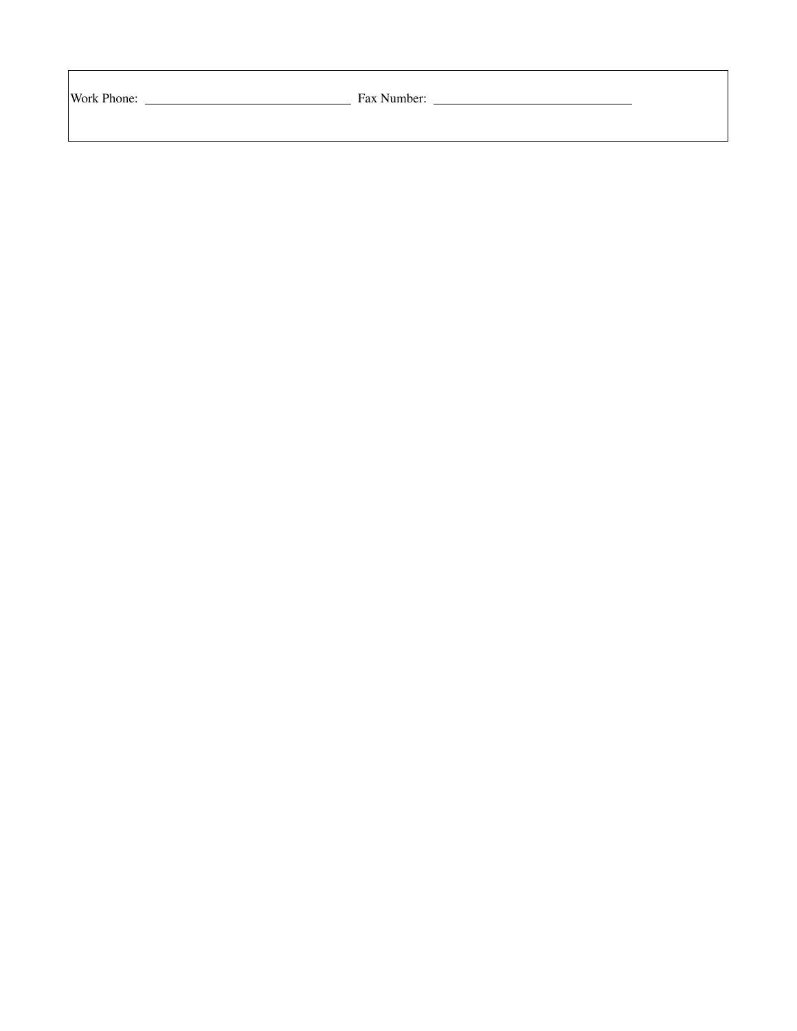Work Phone: ______________________________ Fax Number: ______________________________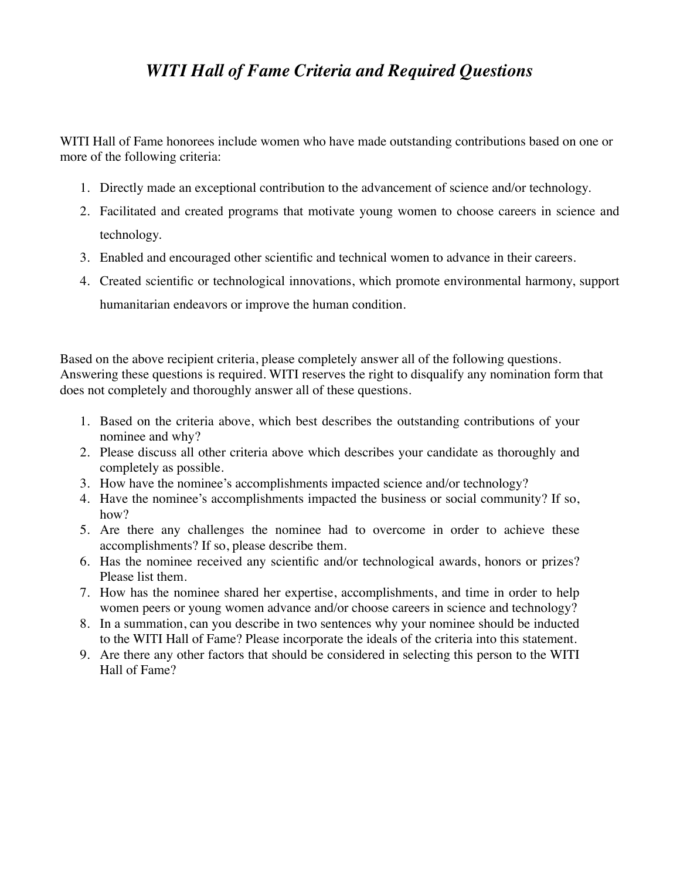# *WITI Hall of Fame Criteria and Required Questions*

WITI Hall of Fame honorees include women who have made outstanding contributions based on one or more of the following criteria:

1. Directly made an exceptional contribution to the advancement of science and/or technology.
2. Facilitated and created programs that motivate young women to choose careers in science and technology.
3. Enabled and encouraged other scientific and technical women to advance in their careers.
4. Created scientific or technological innovations, which promote environmental harmony, support humanitarian endeavors or improve the human condition.

Based on the above recipient criteria, please completely answer all of the following questions. Answering these questions is required. WITI reserves the right to disqualify any nomination form that does not completely and thoroughly answer all of these questions.

1. Based on the criteria above, which best describes the outstanding contributions of your nominee and why?
2. Please discuss all other criteria above which describes your candidate as thoroughly and completely as possible.
3. How have the nominee's accomplishments impacted science and/or technology?
4. Have the nominee's accomplishments impacted the business or social community? If so, how?
5. Are there any challenges the nominee had to overcome in order to achieve these accomplishments? If so, please describe them.
6. Has the nominee received any scientific and/or technological awards, honors or prizes? Please list them.
7. How has the nominee shared her expertise, accomplishments, and time in order to help women peers or young women advance and/or choose careers in science and technology?
8. In a summation, can you describe in two sentences why your nominee should be inducted to the WITI Hall of Fame? Please incorporate the ideals of the criteria into this statement.
9. Are there any other factors that should be considered in selecting this person to the WITI Hall of Fame?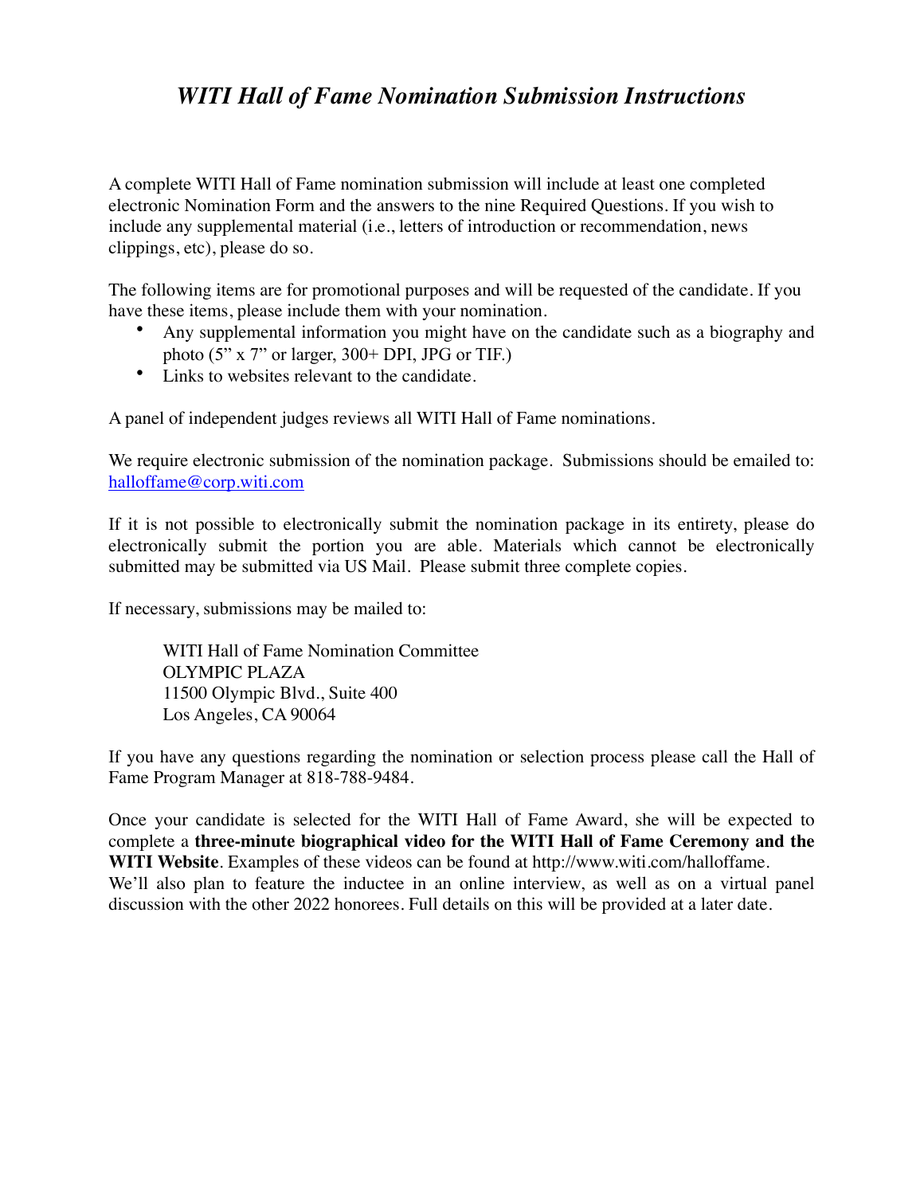# *WITI Hall of Fame Nomination Submission Instructions*

A complete WITI Hall of Fame nomination submission will include at least one completed electronic Nomination Form and the answers to the nine Required Questions. If you wish to include any supplemental material (i.e., letters of introduction or recommendation, news clippings, etc), please do so.

The following items are for promotional purposes and will be requested of the candidate. If you have these items, please include them with your nomination.

- Any supplemental information you might have on the candidate such as a biography and photo (5" x 7" or larger, 300+ DPI, JPG or TIF.)
- Links to websites relevant to the candidate.

A panel of independent judges reviews all WITI Hall of Fame nominations.

We require electronic submission of the nomination package. Submissions should be emailed to: halloffame@corp.witi.com

If it is not possible to electronically submit the nomination package in its entirety, please do electronically submit the portion you are able. Materials which cannot be electronically submitted may be submitted via US Mail. Please submit three complete copies.

If necessary, submissions may be mailed to:

> WITI Hall of Fame Nomination Committee
> OLYMPIC PLAZA
> 11500 Olympic Blvd., Suite 400
> Los Angeles, CA 90064

If you have any questions regarding the nomination or selection process please call the Hall of Fame Program Manager at 818-788-9484.

Once your candidate is selected for the WITI Hall of Fame Award, she will be expected to complete a **three-minute biographical video for the WITI Hall of Fame Ceremony and the WITI Website**. Examples of these videos can be found at http://www.witi.com/halloffame.
We'll also plan to feature the inductee in an online interview, as well as on a virtual panel discussion with the other 2022 honorees. Full details on this will be provided at a later date.